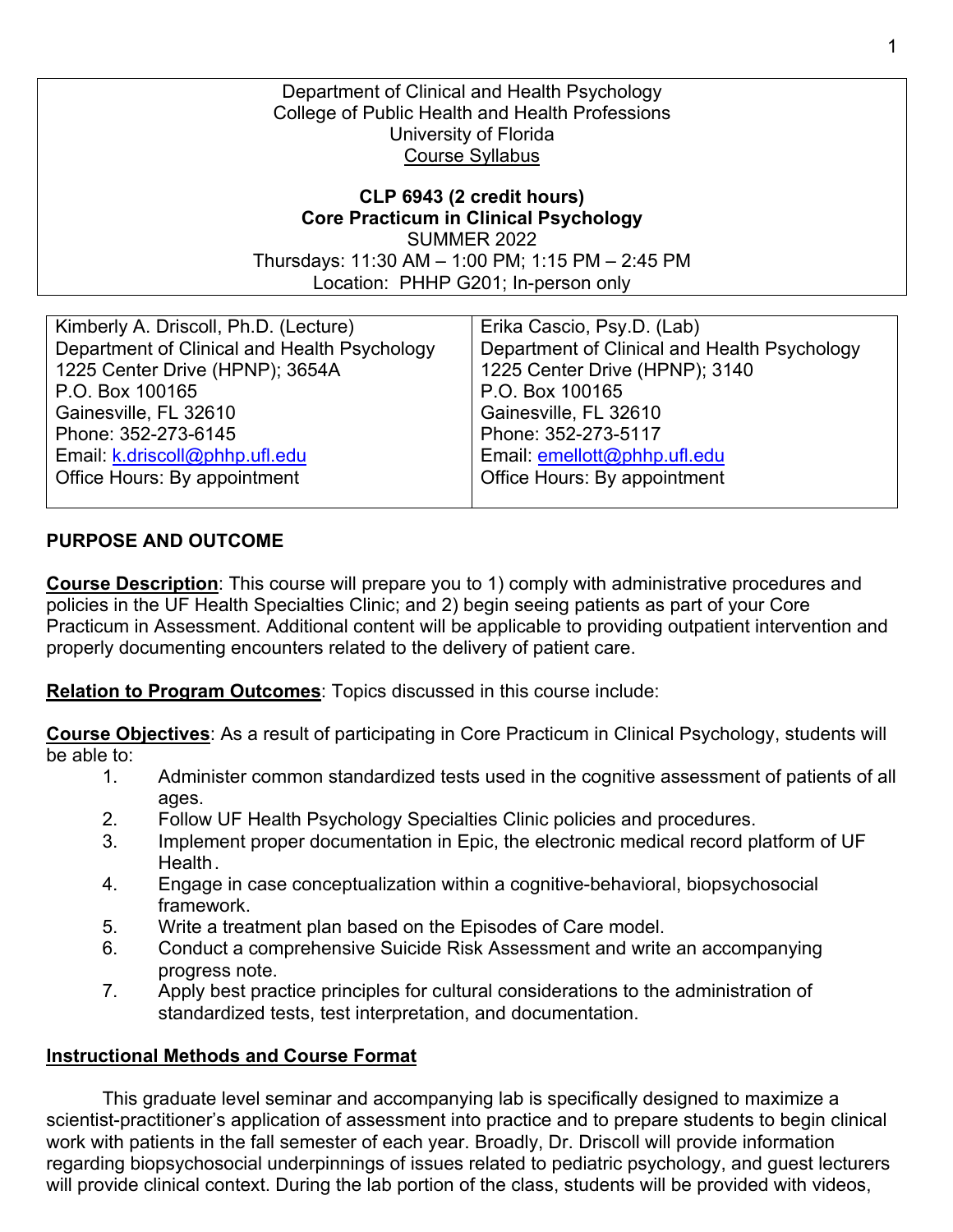Department of Clinical and Health Psychology
College of Public Health and Health Professions
University of Florida
Course Syllabus

**CLP 6943 (2 credit hours)**
**Core Practicum in Clinical Psychology**
SUMMER 2022
Thursdays: 11:30 AM – 1:00 PM; 1:15 PM – 2:45 PM
Location: PHHP G201; In-person only

| Kimberly A. Driscoll, Ph.D. (Lecture) | Erika Cascio, Psy.D. (Lab) |
| --- | --- |
| Department of Clinical and Health Psychology | Department of Clinical and Health Psychology |
| 1225 Center Drive (HPNP); 3654A | 1225 Center Drive (HPNP); 3140 |
| P.O. Box 100165 | P.O. Box 100165 |
| Gainesville, FL 32610 | Gainesville, FL 32610 |
| Phone: 352-273-6145 | Phone: 352-273-5117 |
| Email: k.driscoll@phhp.ufl.edu | Email: emellott@phhp.ufl.edu |
| Office Hours: By appointment | Office Hours: By appointment |

## PURPOSE AND OUTCOME

**Course Description**: This course will prepare you to 1) comply with administrative procedures and policies in the UF Health Specialties Clinic; and 2) begin seeing patients as part of your Core Practicum in Assessment. Additional content will be applicable to providing outpatient intervention and properly documenting encounters related to the delivery of patient care.

**Relation to Program Outcomes**: Topics discussed in this course include:

**Course Objectives**: As a result of participating in Core Practicum in Clinical Psychology, students will be able to:

1. Administer common standardized tests used in the cognitive assessment of patients of all ages.
2. Follow UF Health Psychology Specialties Clinic policies and procedures.
3. Implement proper documentation in Epic, the electronic medical record platform of UF Health.
4. Engage in case conceptualization within a cognitive-behavioral, biopsychosocial framework.
5. Write a treatment plan based on the Episodes of Care model.
6. Conduct a comprehensive Suicide Risk Assessment and write an accompanying progress note.
7. Apply best practice principles for cultural considerations to the administration of standardized tests, test interpretation, and documentation.

**Instructional Methods and Course Format**

This graduate level seminar and accompanying lab is specifically designed to maximize a scientist-practitioner's application of assessment into practice and to prepare students to begin clinical work with patients in the fall semester of each year. Broadly, Dr. Driscoll will provide information regarding biopsychosocial underpinnings of issues related to pediatric psychology, and guest lecturers will provide clinical context. During the lab portion of the class, students will be provided with videos,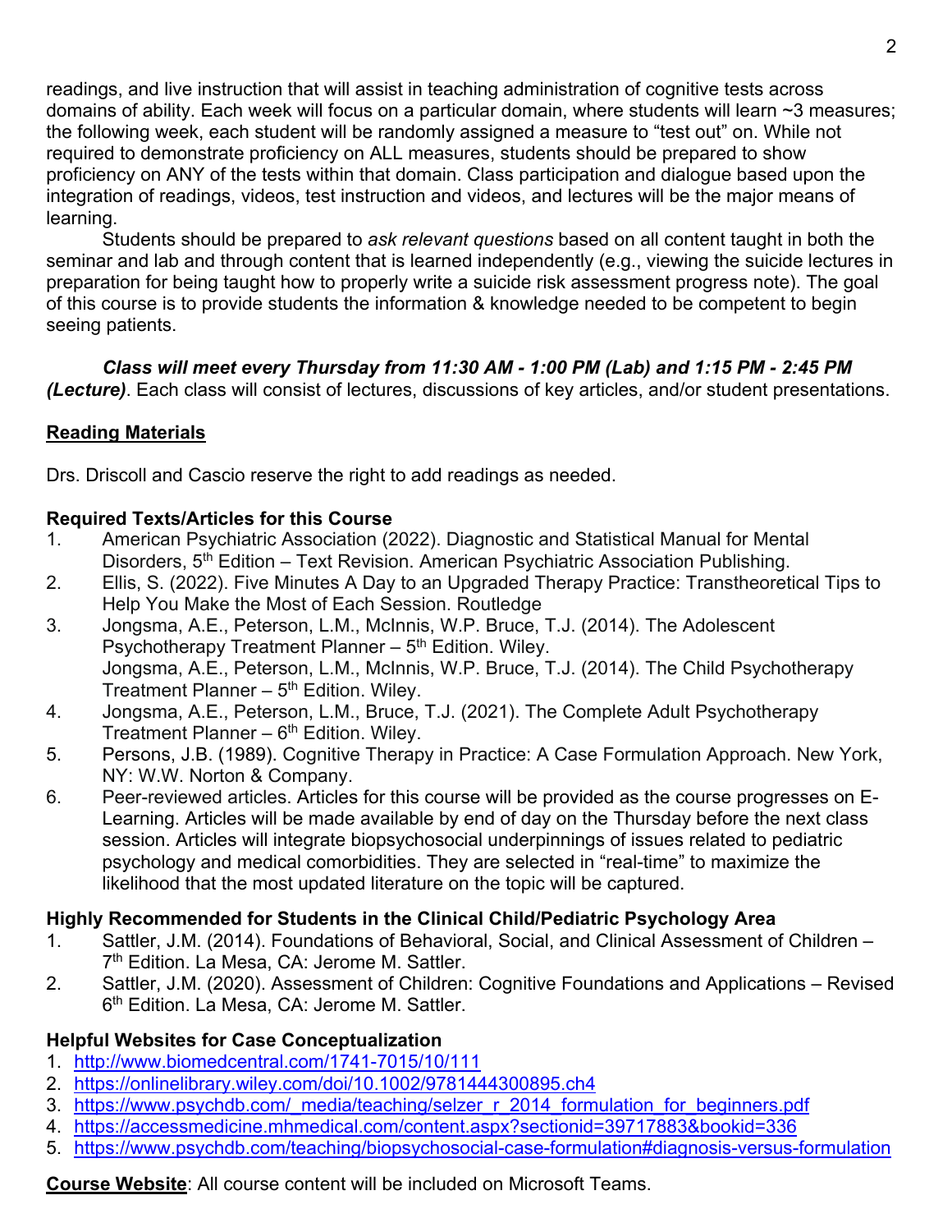readings, and live instruction that will assist in teaching administration of cognitive tests across domains of ability. Each week will focus on a particular domain, where students will learn ~3 measures; the following week, each student will be randomly assigned a measure to "test out" on. While not required to demonstrate proficiency on ALL measures, students should be prepared to show proficiency on ANY of the tests within that domain. Class participation and dialogue based upon the integration of readings, videos, test instruction and videos, and lectures will be the major means of learning.

Students should be prepared to *ask relevant questions* based on all content taught in both the seminar and lab and through content that is learned independently (e.g., viewing the suicide lectures in preparation for being taught how to properly write a suicide risk assessment progress note). The goal of this course is to provide students the information & knowledge needed to be competent to begin seeing patients.

***Class will meet every Thursday from 11:30 AM - 1:00 PM (Lab) and 1:15 PM - 2:45 PM (Lecture)***. Each class will consist of lectures, discussions of key articles, and/or student presentations.

## Reading Materials

Drs. Driscoll and Cascio reserve the right to add readings as needed.

### Required Texts/Articles for this Course

1. American Psychiatric Association (2022). Diagnostic and Statistical Manual for Mental Disorders, 5th Edition – Text Revision. American Psychiatric Association Publishing.
2. Ellis, S. (2022). Five Minutes A Day to an Upgraded Therapy Practice: Transtheoretical Tips to Help You Make the Most of Each Session. Routledge
3. Jongsma, A.E., Peterson, L.M., McInnis, W.P. Bruce, T.J. (2014). The Adolescent Psychotherapy Treatment Planner – 5th Edition. Wiley.
   Jongsma, A.E., Peterson, L.M., McInnis, W.P. Bruce, T.J. (2014). The Child Psychotherapy Treatment Planner – 5th Edition. Wiley.
4. Jongsma, A.E., Peterson, L.M., Bruce, T.J. (2021). The Complete Adult Psychotherapy Treatment Planner – 6th Edition. Wiley.
5. Persons, J.B. (1989). Cognitive Therapy in Practice: A Case Formulation Approach. New York, NY: W.W. Norton & Company.
6. Peer-reviewed articles. Articles for this course will be provided as the course progresses on E-Learning. Articles will be made available by end of day on the Thursday before the next class session. Articles will integrate biopsychosocial underpinnings of issues related to pediatric psychology and medical comorbidities. They are selected in "real-time" to maximize the likelihood that the most updated literature on the topic will be captured.

### Highly Recommended for Students in the Clinical Child/Pediatric Psychology Area

1. Sattler, J.M. (2014). Foundations of Behavioral, Social, and Clinical Assessment of Children – 7th Edition. La Mesa, CA: Jerome M. Sattler.
2. Sattler, J.M. (2020). Assessment of Children: Cognitive Foundations and Applications – Revised 6th Edition. La Mesa, CA: Jerome M. Sattler.

### Helpful Websites for Case Conceptualization

1. http://www.biomedcentral.com/1741-7015/10/111
2. https://onlinelibrary.wiley.com/doi/10.1002/9781444300895.ch4
3. https://www.psychdb.com/_media/teaching/selzer_r_2014_formulation_for_beginners.pdf
4. https://accessmedicine.mhmedical.com/content.aspx?sectionid=39717883&bookid=336
5. https://www.psychdb.com/teaching/biopsychosocial-case-formulation#diagnosis-versus-formulation

**Course Website**: All course content will be included on Microsoft Teams.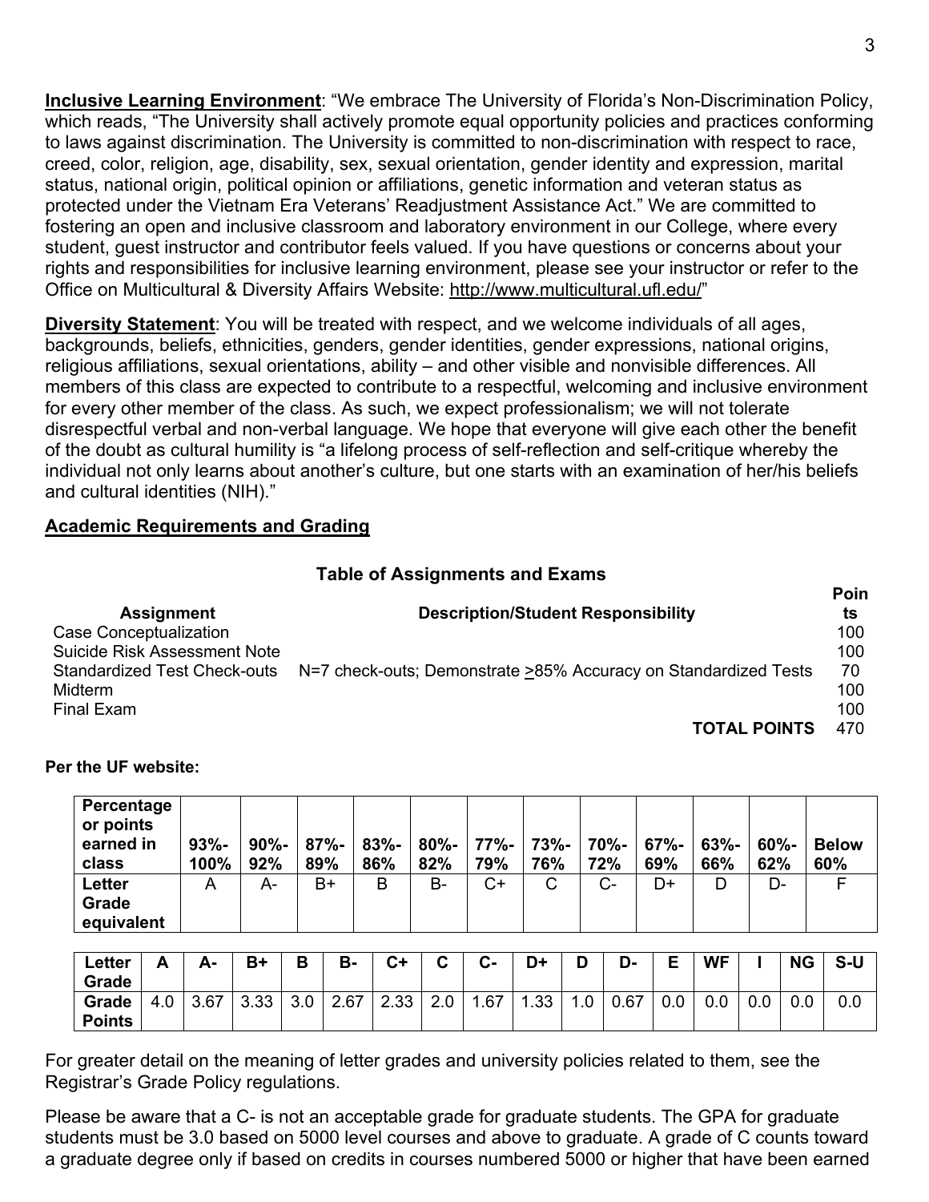**Inclusive Learning Environment**: "We embrace The University of Florida's Non-Discrimination Policy, which reads, "The University shall actively promote equal opportunity policies and practices conforming to laws against discrimination. The University is committed to non-discrimination with respect to race, creed, color, religion, age, disability, sex, sexual orientation, gender identity and expression, marital status, national origin, political opinion or affiliations, genetic information and veteran status as protected under the Vietnam Era Veterans' Readjustment Assistance Act." We are committed to fostering an open and inclusive classroom and laboratory environment in our College, where every student, guest instructor and contributor feels valued. If you have questions or concerns about your rights and responsibilities for inclusive learning environment, please see your instructor or refer to the Office on Multicultural & Diversity Affairs Website: http://www.multicultural.ufl.edu/"

**Diversity Statement**: You will be treated with respect, and we welcome individuals of all ages, backgrounds, beliefs, ethnicities, genders, gender identities, gender expressions, national origins, religious affiliations, sexual orientations, ability – and other visible and nonvisible differences. All members of this class are expected to contribute to a respectful, welcoming and inclusive environment for every other member of the class. As such, we expect professionalism; we will not tolerate disrespectful verbal and non-verbal language. We hope that everyone will give each other the benefit of the doubt as cultural humility is "a lifelong process of self-reflection and self-critique whereby the individual not only learns about another's culture, but one starts with an examination of her/his beliefs and cultural identities (NIH)."

## Academic Requirements and Grading

**Table of Assignments and Exams**

| Assignment | Description/Student Responsibility | Points |
|---|---|---|
| Case Conceptualization | | 100 |
| Suicide Risk Assessment Note | | 100 |
| Standardized Test Check-outs | N=7 check-outs; Demonstrate >85% Accuracy on Standardized Tests | 70 |
| Midterm | | 100 |
| Final Exam | | 100 |
| | **TOTAL POINTS** | 470 |

**Per the UF website:**

| Percentage or points earned in class | 93%-100% | 90%-92% | 87%-89% | 83%-86% | 80%-82% | 77%-79% | 73%-76% | 70%-72% | 67%-69% | 63%-66% | 60%-62% | Below 60% |
|---|---|---|---|---|---|---|---|---|---|---|---|---|
| **Letter Grade equivalent** | A | A- | B+ | B | B- | C+ | C | C- | D+ | D | D- | F |

| Letter Grade | A | A- | B+ | B | B- | C+ | C | C- | D+ | D | D- | E | WF | I | NG | S-U |
|---|---|---|---|---|---|---|---|---|---|---|---|---|---|---|---|---|
| **Grade Points** | 4.0 | 3.67 | 3.33 | 3.0 | 2.67 | 2.33 | 2.0 | 1.67 | 1.33 | 1.0 | 0.67 | 0.0 | 0.0 | 0.0 | 0.0 | 0.0 |

For greater detail on the meaning of letter grades and university policies related to them, see the Registrar's Grade Policy regulations.

Please be aware that a C- is not an acceptable grade for graduate students. The GPA for graduate students must be 3.0 based on 5000 level courses and above to graduate. A grade of C counts toward a graduate degree only if based on credits in courses numbered 5000 or higher that have been earned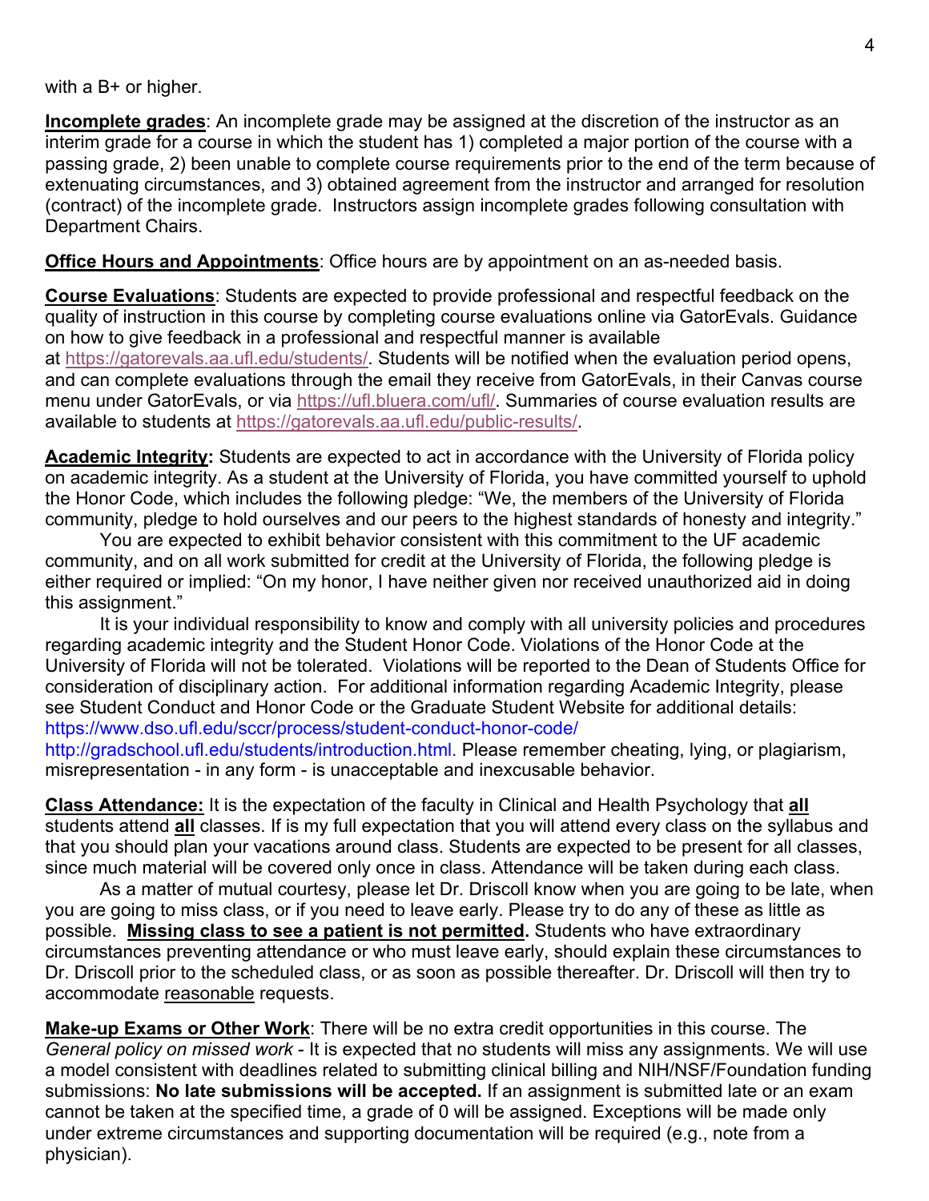with a B+ or higher.

**Incomplete grades**: An incomplete grade may be assigned at the discretion of the instructor as an interim grade for a course in which the student has 1) completed a major portion of the course with a passing grade, 2) been unable to complete course requirements prior to the end of the term because of extenuating circumstances, and 3) obtained agreement from the instructor and arranged for resolution (contract) of the incomplete grade. Instructors assign incomplete grades following consultation with Department Chairs.

**Office Hours and Appointments**: Office hours are by appointment on an as-needed basis.

**Course Evaluations**: Students are expected to provide professional and respectful feedback on the quality of instruction in this course by completing course evaluations online via GatorEvals. Guidance on how to give feedback in a professional and respectful manner is available at https://gatorevals.aa.ufl.edu/students/. Students will be notified when the evaluation period opens, and can complete evaluations through the email they receive from GatorEvals, in their Canvas course menu under GatorEvals, or via https://ufl.bluera.com/ufl/. Summaries of course evaluation results are available to students at https://gatorevals.aa.ufl.edu/public-results/.

**Academic Integrity:** Students are expected to act in accordance with the University of Florida policy on academic integrity. As a student at the University of Florida, you have committed yourself to uphold the Honor Code, which includes the following pledge: "We, the members of the University of Florida community, pledge to hold ourselves and our peers to the highest standards of honesty and integrity."

You are expected to exhibit behavior consistent with this commitment to the UF academic community, and on all work submitted for credit at the University of Florida, the following pledge is either required or implied: "On my honor, I have neither given nor received unauthorized aid in doing this assignment."

It is your individual responsibility to know and comply with all university policies and procedures regarding academic integrity and the Student Honor Code. Violations of the Honor Code at the University of Florida will not be tolerated. Violations will be reported to the Dean of Students Office for consideration of disciplinary action. For additional information regarding Academic Integrity, please see Student Conduct and Honor Code or the Graduate Student Website for additional details: https://www.dso.ufl.edu/sccr/process/student-conduct-honor-code/ http://gradschool.ufl.edu/students/introduction.html. Please remember cheating, lying, or plagiarism, misrepresentation - in any form - is unacceptable and inexcusable behavior.

**Class Attendance:** It is the expectation of the faculty in Clinical and Health Psychology that **all** students attend **all** classes. If is my full expectation that you will attend every class on the syllabus and that you should plan your vacations around class. Students are expected to be present for all classes, since much material will be covered only once in class. Attendance will be taken during each class.

As a matter of mutual courtesy, please let Dr. Driscoll know when you are going to be late, when you are going to miss class, or if you need to leave early. Please try to do any of these as little as possible. **Missing class to see a patient is not permitted.** Students who have extraordinary circumstances preventing attendance or who must leave early, should explain these circumstances to Dr. Driscoll prior to the scheduled class, or as soon as possible thereafter. Dr. Driscoll will then try to accommodate reasonable requests.

**Make-up Exams or Other Work**: There will be no extra credit opportunities in this course. The *General policy on missed work* - It is expected that no students will miss any assignments. We will use a model consistent with deadlines related to submitting clinical billing and NIH/NSF/Foundation funding submissions: **No late submissions will be accepted.** If an assignment is submitted late or an exam cannot be taken at the specified time, a grade of 0 will be assigned. Exceptions will be made only under extreme circumstances and supporting documentation will be required (e.g., note from a physician).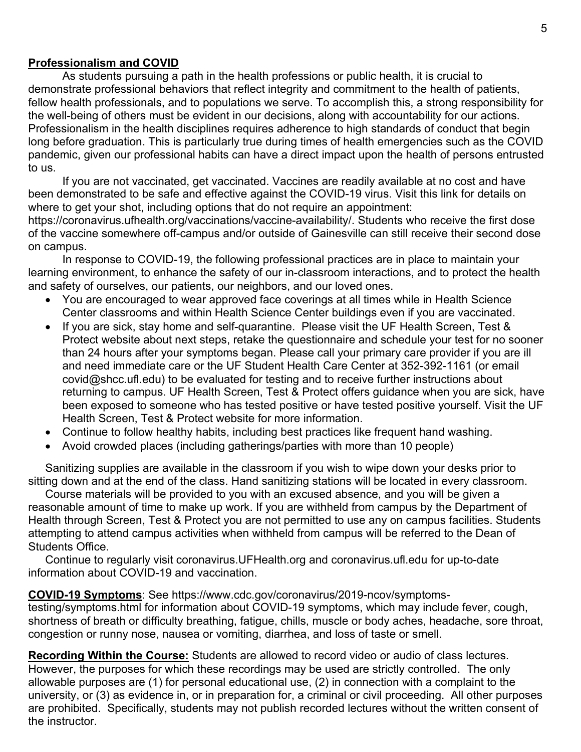**Professionalism and COVID**

As students pursuing a path in the health professions or public health, it is crucial to demonstrate professional behaviors that reflect integrity and commitment to the health of patients, fellow health professionals, and to populations we serve. To accomplish this, a strong responsibility for the well-being of others must be evident in our decisions, along with accountability for our actions. Professionalism in the health disciplines requires adherence to high standards of conduct that begin long before graduation. This is particularly true during times of health emergencies such as the COVID pandemic, given our professional habits can have a direct impact upon the health of persons entrusted to us.

If you are not vaccinated, get vaccinated. Vaccines are readily available at no cost and have been demonstrated to be safe and effective against the COVID-19 virus. Visit this link for details on where to get your shot, including options that do not require an appointment: https://coronavirus.ufhealth.org/vaccinations/vaccine-availability/. Students who receive the first dose of the vaccine somewhere off-campus and/or outside of Gainesville can still receive their second dose on campus.

In response to COVID-19, the following professional practices are in place to maintain your learning environment, to enhance the safety of our in-classroom interactions, and to protect the health and safety of ourselves, our patients, our neighbors, and our loved ones.

- You are encouraged to wear approved face coverings at all times while in Health Science Center classrooms and within Health Science Center buildings even if you are vaccinated.
- If you are sick, stay home and self-quarantine. Please visit the UF Health Screen, Test & Protect website about next steps, retake the questionnaire and schedule your test for no sooner than 24 hours after your symptoms began. Please call your primary care provider if you are ill and need immediate care or the UF Student Health Care Center at 352-392-1161 (or email covid@shcc.ufl.edu) to be evaluated for testing and to receive further instructions about returning to campus. UF Health Screen, Test & Protect offers guidance when you are sick, have been exposed to someone who has tested positive or have tested positive yourself. Visit the UF Health Screen, Test & Protect website for more information.
- Continue to follow healthy habits, including best practices like frequent hand washing.
- Avoid crowded places (including gatherings/parties with more than 10 people)

Sanitizing supplies are available in the classroom if you wish to wipe down your desks prior to sitting down and at the end of the class. Hand sanitizing stations will be located in every classroom.

Course materials will be provided to you with an excused absence, and you will be given a reasonable amount of time to make up work. If you are withheld from campus by the Department of Health through Screen, Test & Protect you are not permitted to use any on campus facilities. Students attempting to attend campus activities when withheld from campus will be referred to the Dean of Students Office.

Continue to regularly visit coronavirus.UFHealth.org and coronavirus.ufl.edu for up-to-date information about COVID-19 and vaccination.

**COVID-19 Symptoms**: See https://www.cdc.gov/coronavirus/2019-ncov/symptoms-testing/symptoms.html for information about COVID-19 symptoms, which may include fever, cough, shortness of breath or difficulty breathing, fatigue, chills, muscle or body aches, headache, sore throat, congestion or runny nose, nausea or vomiting, diarrhea, and loss of taste or smell.

**Recording Within the Course:** Students are allowed to record video or audio of class lectures. However, the purposes for which these recordings may be used are strictly controlled. The only allowable purposes are (1) for personal educational use, (2) in connection with a complaint to the university, or (3) as evidence in, or in preparation for, a criminal or civil proceeding. All other purposes are prohibited. Specifically, students may not publish recorded lectures without the written consent of the instructor.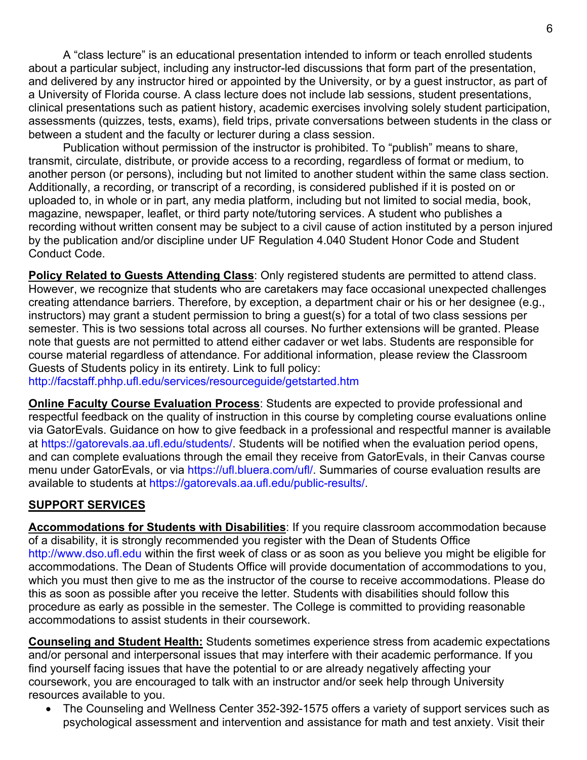A “class lecture” is an educational presentation intended to inform or teach enrolled students about a particular subject, including any instructor-led discussions that form part of the presentation, and delivered by any instructor hired or appointed by the University, or by a guest instructor, as part of a University of Florida course. A class lecture does not include lab sessions, student presentations, clinical presentations such as patient history, academic exercises involving solely student participation, assessments (quizzes, tests, exams), field trips, private conversations between students in the class or between a student and the faculty or lecturer during a class session.

Publication without permission of the instructor is prohibited. To “publish” means to share, transmit, circulate, distribute, or provide access to a recording, regardless of format or medium, to another person (or persons), including but not limited to another student within the same class section. Additionally, a recording, or transcript of a recording, is considered published if it is posted on or uploaded to, in whole or in part, any media platform, including but not limited to social media, book, magazine, newspaper, leaflet, or third party note/tutoring services. A student who publishes a recording without written consent may be subject to a civil cause of action instituted by a person injured by the publication and/or discipline under UF Regulation 4.040 Student Honor Code and Student Conduct Code.

**Policy Related to Guests Attending Class**: Only registered students are permitted to attend class. However, we recognize that students who are caretakers may face occasional unexpected challenges creating attendance barriers. Therefore, by exception, a department chair or his or her designee (e.g., instructors) may grant a student permission to bring a guest(s) for a total of two class sessions per semester. This is two sessions total across all courses. No further extensions will be granted. Please note that guests are not permitted to attend either cadaver or wet labs. Students are responsible for course material regardless of attendance. For additional information, please review the Classroom Guests of Students policy in its entirety. Link to full policy:
http://facstaff.phhp.ufl.edu/services/resourceguide/getstarted.htm

**Online Faculty Course Evaluation Process**: Students are expected to provide professional and respectful feedback on the quality of instruction in this course by completing course evaluations online via GatorEvals. Guidance on how to give feedback in a professional and respectful manner is available at https://gatorevals.aa.ufl.edu/students/. Students will be notified when the evaluation period opens, and can complete evaluations through the email they receive from GatorEvals, in their Canvas course menu under GatorEvals, or via https://ufl.bluera.com/ufl/. Summaries of course evaluation results are available to students at https://gatorevals.aa.ufl.edu/public-results/.

## SUPPORT SERVICES

**Accommodations for Students with Disabilities**: If you require classroom accommodation because of a disability, it is strongly recommended you register with the Dean of Students Office http://www.dso.ufl.edu within the first week of class or as soon as you believe you might be eligible for accommodations. The Dean of Students Office will provide documentation of accommodations to you, which you must then give to me as the instructor of the course to receive accommodations. Please do this as soon as possible after you receive the letter. Students with disabilities should follow this procedure as early as possible in the semester. The College is committed to providing reasonable accommodations to assist students in their coursework.

**Counseling and Student Health:** Students sometimes experience stress from academic expectations and/or personal and interpersonal issues that may interfere with their academic performance. If you find yourself facing issues that have the potential to or are already negatively affecting your coursework, you are encouraged to talk with an instructor and/or seek help through University resources available to you.

- The Counseling and Wellness Center 352-392-1575 offers a variety of support services such as psychological assessment and intervention and assistance for math and test anxiety. Visit their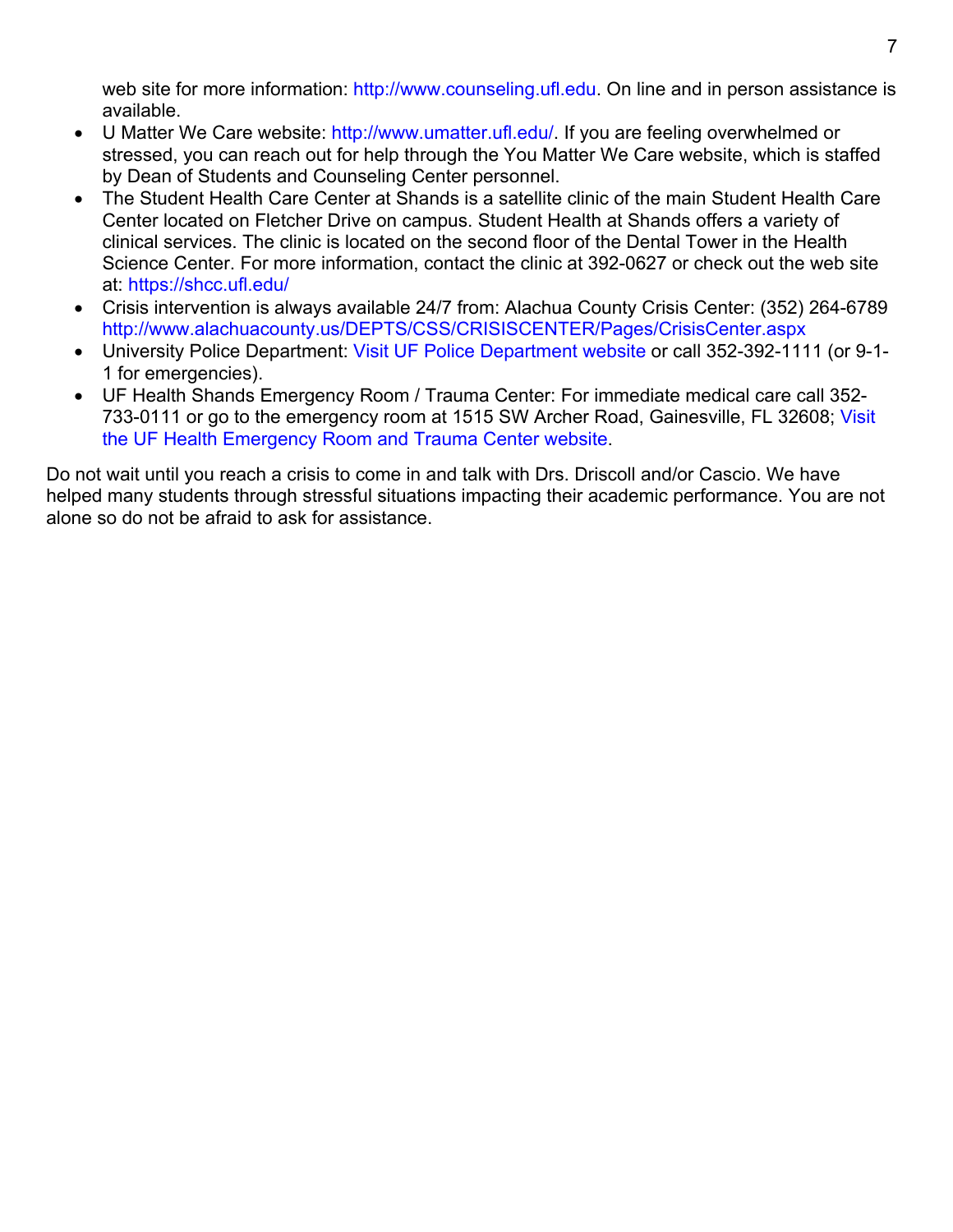web site for more information: http://www.counseling.ufl.edu. On line and in person assistance is available.

- U Matter We Care website: http://www.umatter.ufl.edu/. If you are feeling overwhelmed or stressed, you can reach out for help through the You Matter We Care website, which is staffed by Dean of Students and Counseling Center personnel.
- The Student Health Care Center at Shands is a satellite clinic of the main Student Health Care Center located on Fletcher Drive on campus. Student Health at Shands offers a variety of clinical services. The clinic is located on the second floor of the Dental Tower in the Health Science Center. For more information, contact the clinic at 392-0627 or check out the web site at: https://shcc.ufl.edu/
- Crisis intervention is always available 24/7 from: Alachua County Crisis Center: (352) 264-6789 http://www.alachuacounty.us/DEPTS/CSS/CRISISCENTER/Pages/CrisisCenter.aspx
- University Police Department: Visit UF Police Department website or call 352-392-1111 (or 9-1-1 for emergencies).
- UF Health Shands Emergency Room / Trauma Center: For immediate medical care call 352-733-0111 or go to the emergency room at 1515 SW Archer Road, Gainesville, FL 32608; Visit the UF Health Emergency Room and Trauma Center website.

Do not wait until you reach a crisis to come in and talk with Drs. Driscoll and/or Cascio. We have helped many students through stressful situations impacting their academic performance. You are not alone so do not be afraid to ask for assistance.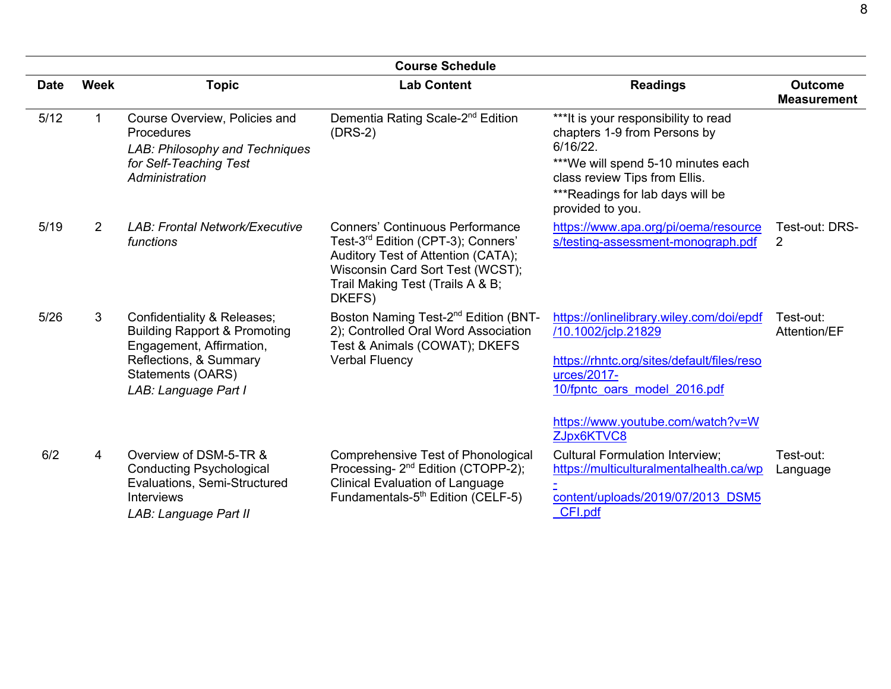| Course Schedule | | | | | |
|---|---|---|---|---|---|
| **Date** | **Week** | **Topic** | **Lab Content** | **Readings** | **Outcome Measurement** |
| 5/12 | 1 | Course Overview, Policies and Procedures<br>*LAB: Philosophy and Techniques for Self-Teaching Test Administration* | Dementia Rating Scale-2nd Edition (DRS-2) | ***It is your responsibility to read chapters 1-9 from Persons by 6/16/22.<br>***We will spend 5-10 minutes each class review Tips from Ellis.<br>***Readings for lab days will be provided to you. | |
| 5/19 | 2 | *LAB: Frontal Network/Executive functions* | Conners' Continuous Performance Test-3rd Edition (CPT-3); Conners' Auditory Test of Attention (CATA); Wisconsin Card Sort Test (WCST); Trail Making Test (Trails A & B; DKEFS) | https://www.apa.org/pi/oema/resources/testing-assessment-monograph.pdf | Test-out: DRS-2 |
| 5/26 | 3 | Confidentiality & Releases; Building Rapport & Promoting Engagement, Affirmation, Reflections, & Summary Statements (OARS)<br>*LAB: Language Part I* | Boston Naming Test-2nd Edition (BNT-2); Controlled Oral Word Association Test & Animals (COWAT); DKEFS Verbal Fluency | https://onlinelibrary.wiley.com/doi/epdf/10.1002/jclp.21829<br><br>https://rhntc.org/sites/default/files/resources/2017-10/fpntc_oars_model_2016.pdf<br><br>https://www.youtube.com/watch?v=WZJpx6KTVC8 | Test-out: Attention/EF |
| 6/2 | 4 | Overview of DSM-5-TR & Conducting Psychological Evaluations, Semi-Structured Interviews<br>*LAB: Language Part II* | Comprehensive Test of Phonological Processing- 2nd Edition (CTOPP-2); Clinical Evaluation of Language Fundamentals-5th Edition (CELF-5) | Cultural Formulation Interview; https://multiculturalmentalhealth.ca/wp-content/uploads/2019/07/2013_DSM5_CFI.pdf | Test-out: Language |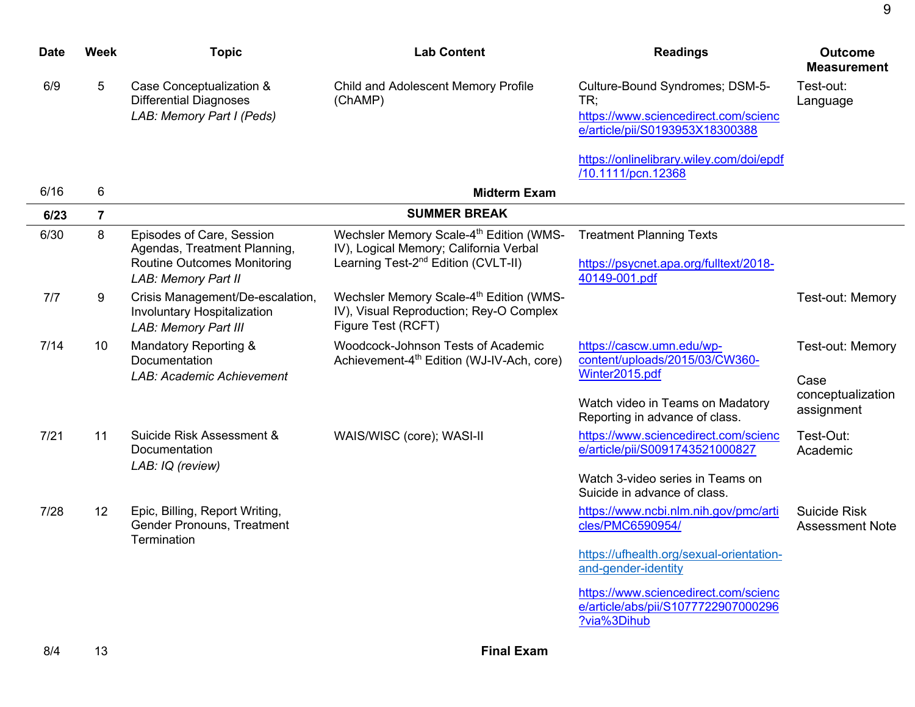| Date | Week | Topic | Lab Content | Readings | Outcome Measurement |
| --- | --- | --- | --- | --- | --- |
| 6/9 | 5 | Case Conceptualization & Differential Diagnoses<br>*LAB: Memory Part I (Peds)* | Child and Adolescent Memory Profile (ChAMP) | Culture-Bound Syndromes; DSM-5-TR;<br>https://www.sciencedirect.com/science/article/pii/S0193953X18300388<br><br>https://onlinelibrary.wiley.com/doi/epdf/10.1111/pcn.12368 | Test-out: Language |
| 6/16 | 6 | | **Midterm Exam** | | |
| **6/23** | **7** | | **SUMMER BREAK** | | |
| 6/30 | 8 | Episodes of Care, Session Agendas, Treatment Planning, Routine Outcomes Monitoring<br>*LAB: Memory Part II* | Wechsler Memory Scale-4th Edition (WMS-IV), Logical Memory; California Verbal Learning Test-2nd Edition (CVLT-II) | Treatment Planning Texts<br><br>https://psycnet.apa.org/fulltext/2018-40149-001.pdf | |
| 7/7 | 9 | Crisis Management/De-escalation, Involuntary Hospitalization<br>*LAB: Memory Part III* | Wechsler Memory Scale-4th Edition (WMS-IV), Visual Reproduction; Rey-O Complex Figure Test (RCFT) | | Test-out: Memory |
| 7/14 | 10 | Mandatory Reporting & Documentation<br>*LAB: Academic Achievement* | Woodcock-Johnson Tests of Academic Achievement-4th Edition (WJ-IV-Ach, core) | https://cascw.umn.edu/wp-content/uploads/2015/03/CW360-Winter2015.pdf<br><br>Watch video in Teams on Madatory Reporting in advance of class. | Test-out: Memory<br><br>Case conceptualization assignment |
| 7/21 | 11 | Suicide Risk Assessment & Documentation<br>*LAB: IQ (review)* | WAIS/WISC (core); WASI-II | https://www.sciencedirect.com/science/article/pii/S0091743521000827<br><br>Watch 3-video series in Teams on Suicide in advance of class. | Test-Out: Academic |
| 7/28 | 12 | Epic, Billing, Report Writing, Gender Pronouns, Treatment Termination | | https://www.ncbi.nlm.nih.gov/pmc/articles/PMC6590954/<br><br>https://ufhealth.org/sexual-orientation-and-gender-identity<br><br>https://www.sciencedirect.com/science/article/abs/pii/S1077722907000296?via%3Dihub | Suicide Risk Assessment Note |
| 8/4 | 13 | | **Final Exam** | | |